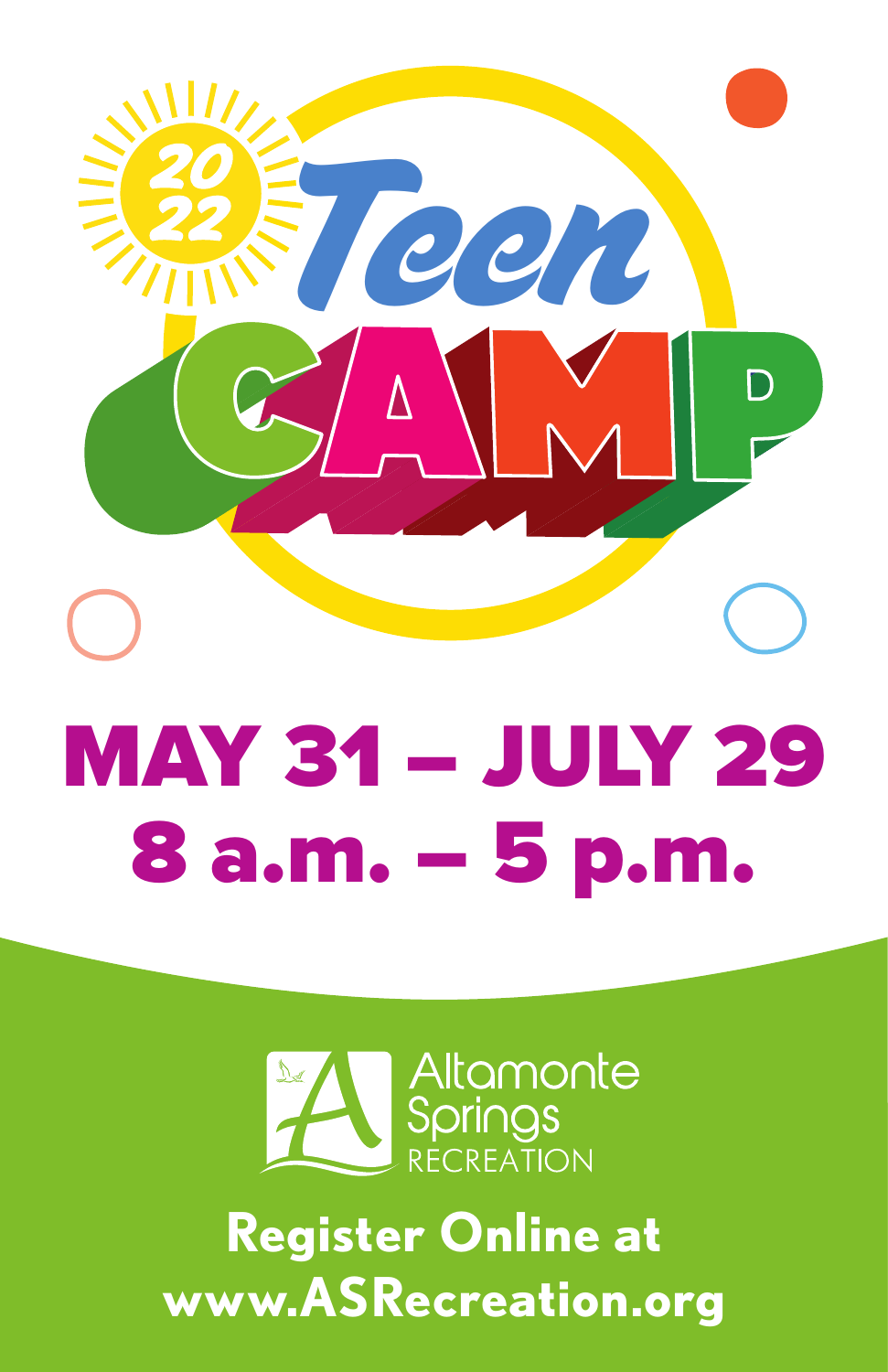# 2022 Teen CAMP

## MAY 31 – JULY 29
## 8 a.m. – 5 p.m.

Altamonte Springs RECREATION

**Register Online at www.ASRecreation.org**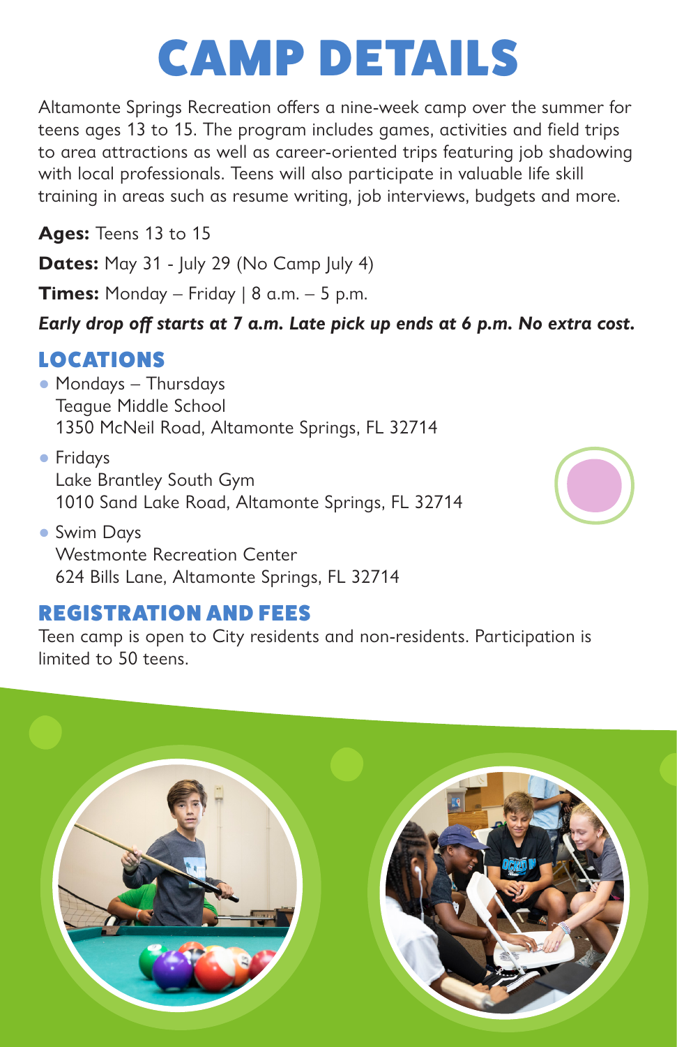# CAMP DETAILS

Altamonte Springs Recreation offers a nine-week camp over the summer for teens ages 13 to 15. The program includes games, activities and field trips to area attractions as well as career-oriented trips featuring job shadowing with local professionals. Teens will also participate in valuable life skill training in areas such as resume writing, job interviews, budgets and more.

**Ages:** Teens 13 to 15

**Dates:** May 31 - July 29 (No Camp July 4)

**Times:** Monday – Friday | 8 a.m. – 5 p.m.

***Early drop off starts at 7 a.m. Late pick up ends at 6 p.m. No extra cost.***

## LOCATIONS

- Mondays – Thursdays
  Teague Middle School
  1350 McNeil Road, Altamonte Springs, FL 32714
- Fridays
  Lake Brantley South Gym
  1010 Sand Lake Road, Altamonte Springs, FL 32714
- Swim Days
  Westmonte Recreation Center
  624 Bills Lane, Altamonte Springs, FL 32714

## REGISTRATION AND FEES

Teen camp is open to City residents and non-residents. Participation is limited to 50 teens.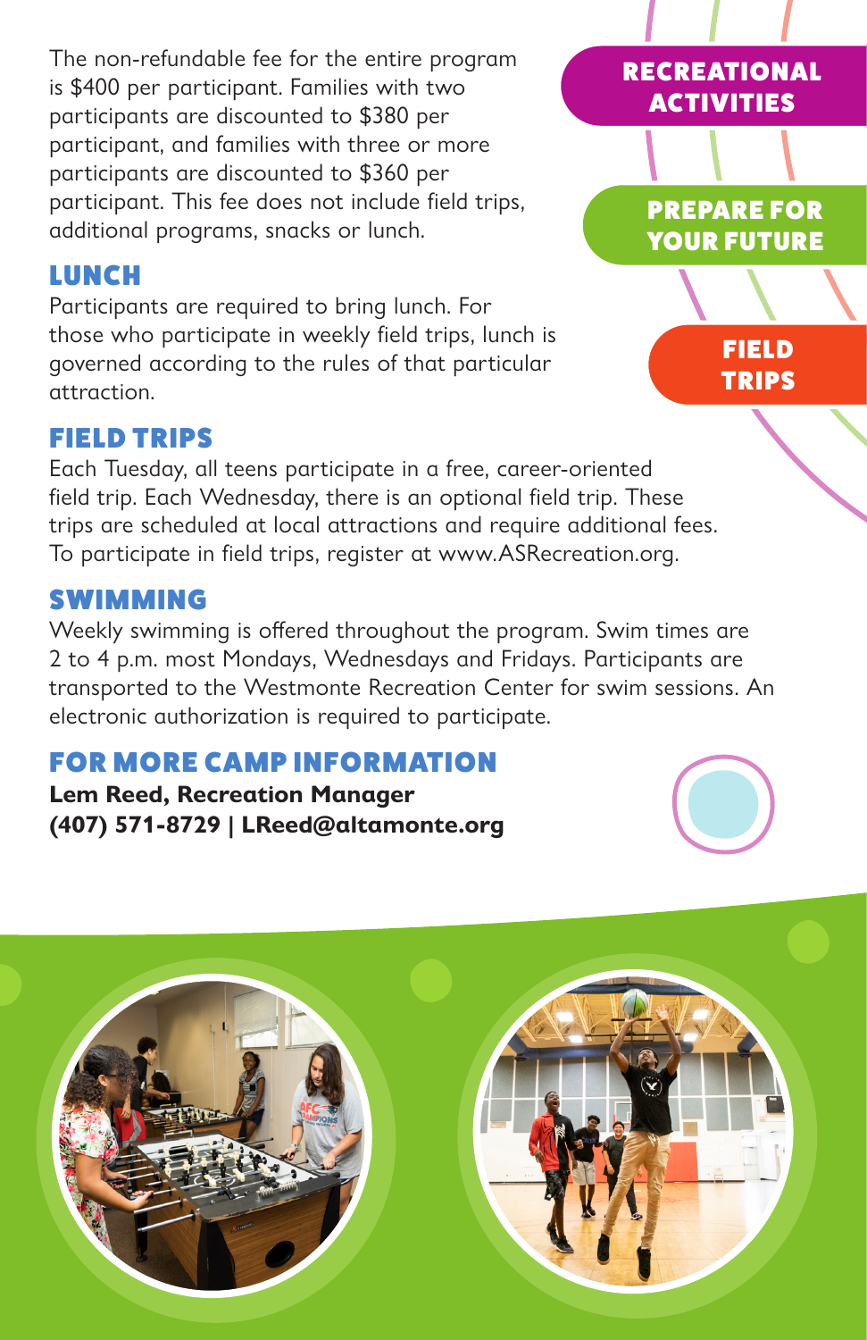The non-refundable fee for the entire program is $400 per participant. Families with two participants are discounted to $380 per participant, and families with three or more participants are discounted to $360 per participant. This fee does not include field trips, additional programs, snacks or lunch.

**RECREATIONAL ACTIVITIES**

**PREPARE FOR YOUR FUTURE**

**FIELD TRIPS**

## LUNCH

Participants are required to bring lunch. For those who participate in weekly field trips, lunch is governed according to the rules of that particular attraction.

## FIELD TRIPS

Each Tuesday, all teens participate in a free, career-oriented field trip. Each Wednesday, there is an optional field trip. These trips are scheduled at local attractions and require additional fees. To participate in field trips, register at www.ASRecreation.org.

## SWIMMING

Weekly swimming is offered throughout the program. Swim times are 2 to 4 p.m. most Mondays, Wednesdays and Fridays. Participants are transported to the Westmonte Recreation Center for swim sessions. An electronic authorization is required to participate.

## FOR MORE CAMP INFORMATION

**Lem Reed, Recreation Manager**
**(407) 571-8729 | LReed@altamonte.org**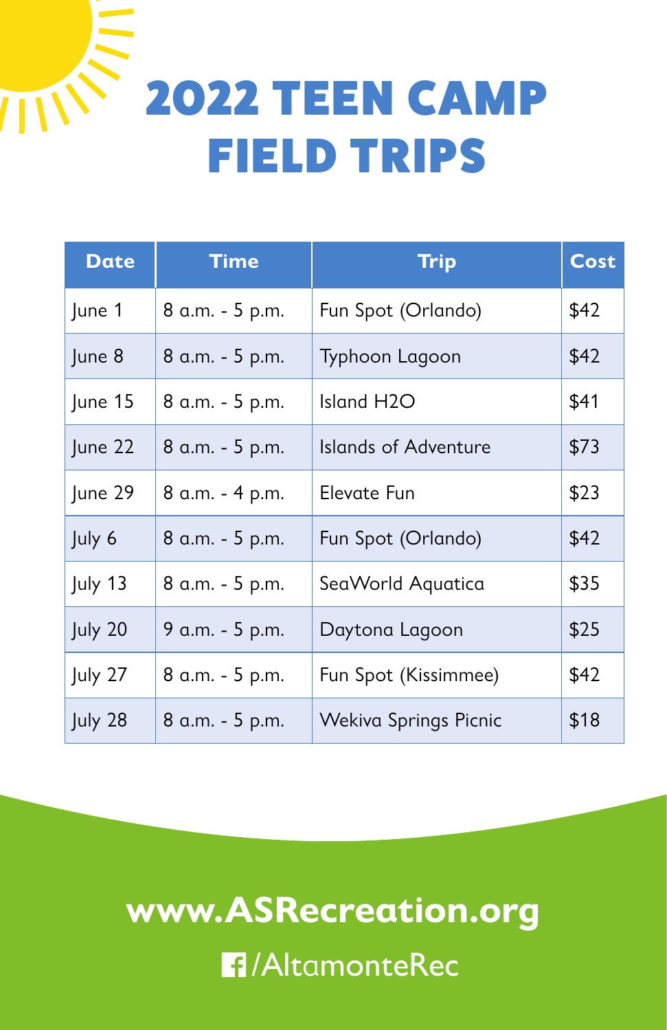# 2022 TEEN CAMP FIELD TRIPS

| Date | Time | Trip | Cost |
|---|---|---|---|
| June 1 | 8 a.m. - 5 p.m. | Fun Spot (Orlando) | $42 |
| June 8 | 8 a.m. - 5 p.m. | Typhoon Lagoon | $42 |
| June 15 | 8 a.m. - 5 p.m. | Island H2O | $41 |
| June 22 | 8 a.m. - 5 p.m. | Islands of Adventure | $73 |
| June 29 | 8 a.m. - 4 p.m. | Elevate Fun | $23 |
| July 6 | 8 a.m. - 5 p.m. | Fun Spot (Orlando) | $42 |
| July 13 | 8 a.m. - 5 p.m. | SeaWorld Aquatica | $35 |
| July 20 | 9 a.m. - 5 p.m. | Daytona Lagoon | $25 |
| July 27 | 8 a.m. - 5 p.m. | Fun Spot (Kissimmee) | $42 |
| July 28 | 8 a.m. - 5 p.m. | Wekiva Springs Picnic | $18 |

**www.ASRecreation.org**

/AltamonteRec